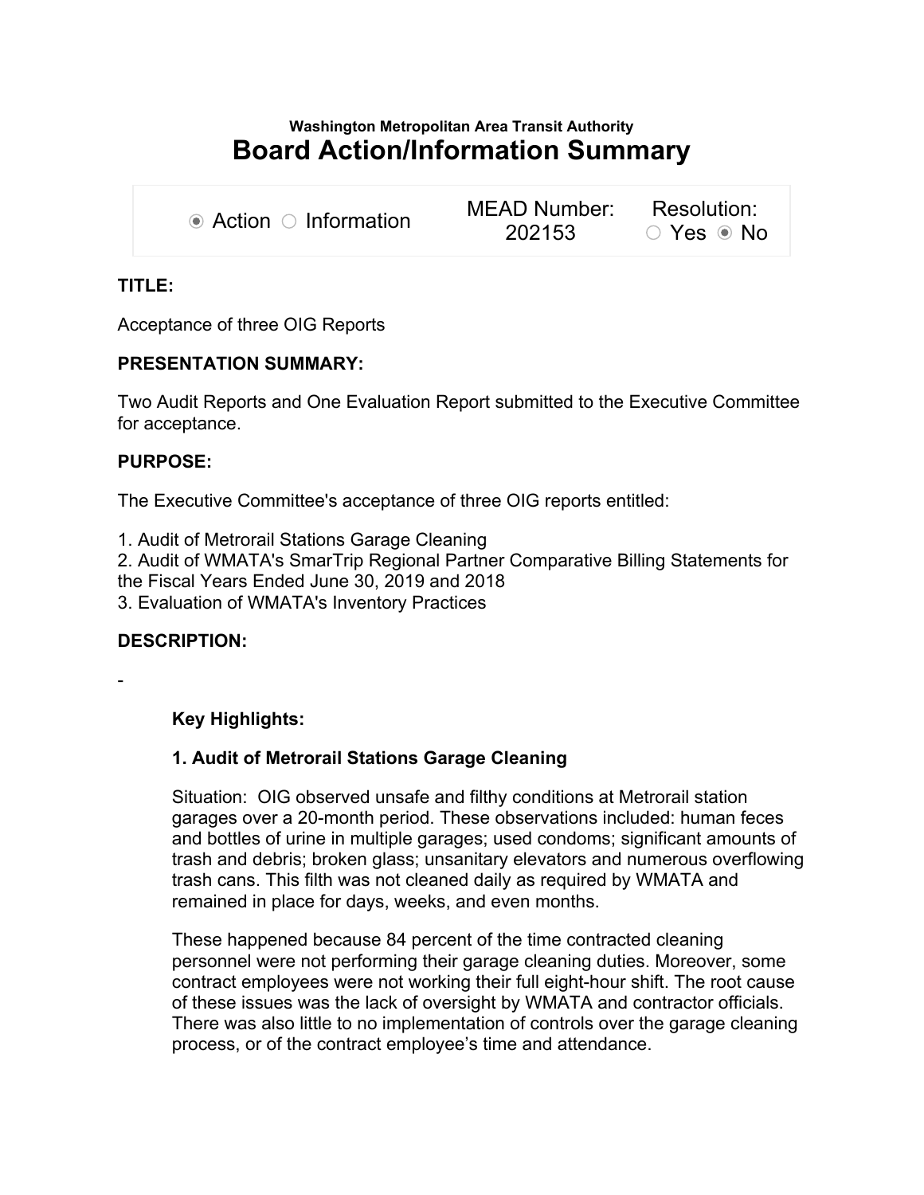Washington Metropolitan Area Transit Authority

# Board Action/Information Summary

| ◉ Action ○ Information | MEAD Number: 202153 | Resolution: ○ Yes ◉ No |
|---|---|---|

**TITLE:**

Acceptance of three OIG Reports

**PRESENTATION SUMMARY:**

Two Audit Reports and One Evaluation Report submitted to the Executive Committee for acceptance.

**PURPOSE:**

The Executive Committee's acceptance of three OIG reports entitled:

1. Audit of Metrorail Stations Garage Cleaning
2. Audit of WMATA's SmarTrip Regional Partner Comparative Billing Statements for the Fiscal Years Ended June 30, 2019 and 2018
3. Evaluation of WMATA's Inventory Practices

**DESCRIPTION:**

-

**Key Highlights:**

**1. Audit of Metrorail Stations Garage Cleaning**

Situation: OIG observed unsafe and filthy conditions at Metrorail station garages over a 20-month period. These observations included: human feces and bottles of urine in multiple garages; used condoms; significant amounts of trash and debris; broken glass; unsanitary elevators and numerous overflowing trash cans. This filth was not cleaned daily as required by WMATA and remained in place for days, weeks, and even months.

These happened because 84 percent of the time contracted cleaning personnel were not performing their garage cleaning duties. Moreover, some contract employees were not working their full eight-hour shift. The root cause of these issues was the lack of oversight by WMATA and contractor officials. There was also little to no implementation of controls over the garage cleaning process, or of the contract employee's time and attendance.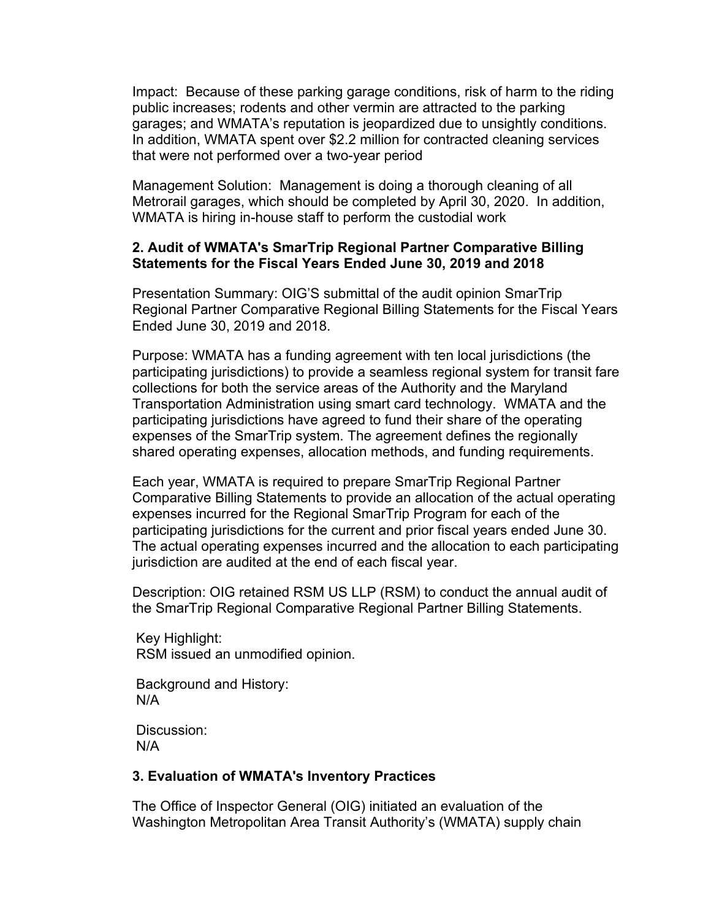Impact: Because of these parking garage conditions, risk of harm to the riding public increases; rodents and other vermin are attracted to the parking garages; and WMATA's reputation is jeopardized due to unsightly conditions. In addition, WMATA spent over $2.2 million for contracted cleaning services that were not performed over a two-year period

Management Solution: Management is doing a thorough cleaning of all Metrorail garages, which should be completed by April 30, 2020. In addition, WMATA is hiring in-house staff to perform the custodial work

**2. Audit of WMATA's SmarTrip Regional Partner Comparative Billing Statements for the Fiscal Years Ended June 30, 2019 and 2018**

Presentation Summary: OIG'S submittal of the audit opinion SmarTrip Regional Partner Comparative Regional Billing Statements for the Fiscal Years Ended June 30, 2019 and 2018.

Purpose: WMATA has a funding agreement with ten local jurisdictions (the participating jurisdictions) to provide a seamless regional system for transit fare collections for both the service areas of the Authority and the Maryland Transportation Administration using smart card technology. WMATA and the participating jurisdictions have agreed to fund their share of the operating expenses of the SmarTrip system. The agreement defines the regionally shared operating expenses, allocation methods, and funding requirements.

Each year, WMATA is required to prepare SmarTrip Regional Partner Comparative Billing Statements to provide an allocation of the actual operating expenses incurred for the Regional SmarTrip Program for each of the participating jurisdictions for the current and prior fiscal years ended June 30. The actual operating expenses incurred and the allocation to each participating jurisdiction are audited at the end of each fiscal year.

Description: OIG retained RSM US LLP (RSM) to conduct the annual audit of the SmarTrip Regional Comparative Regional Partner Billing Statements.

Key Highlight:
RSM issued an unmodified opinion.

Background and History:
N/A

Discussion:
N/A

**3. Evaluation of WMATA's Inventory Practices**

The Office of Inspector General (OIG) initiated an evaluation of the Washington Metropolitan Area Transit Authority's (WMATA) supply chain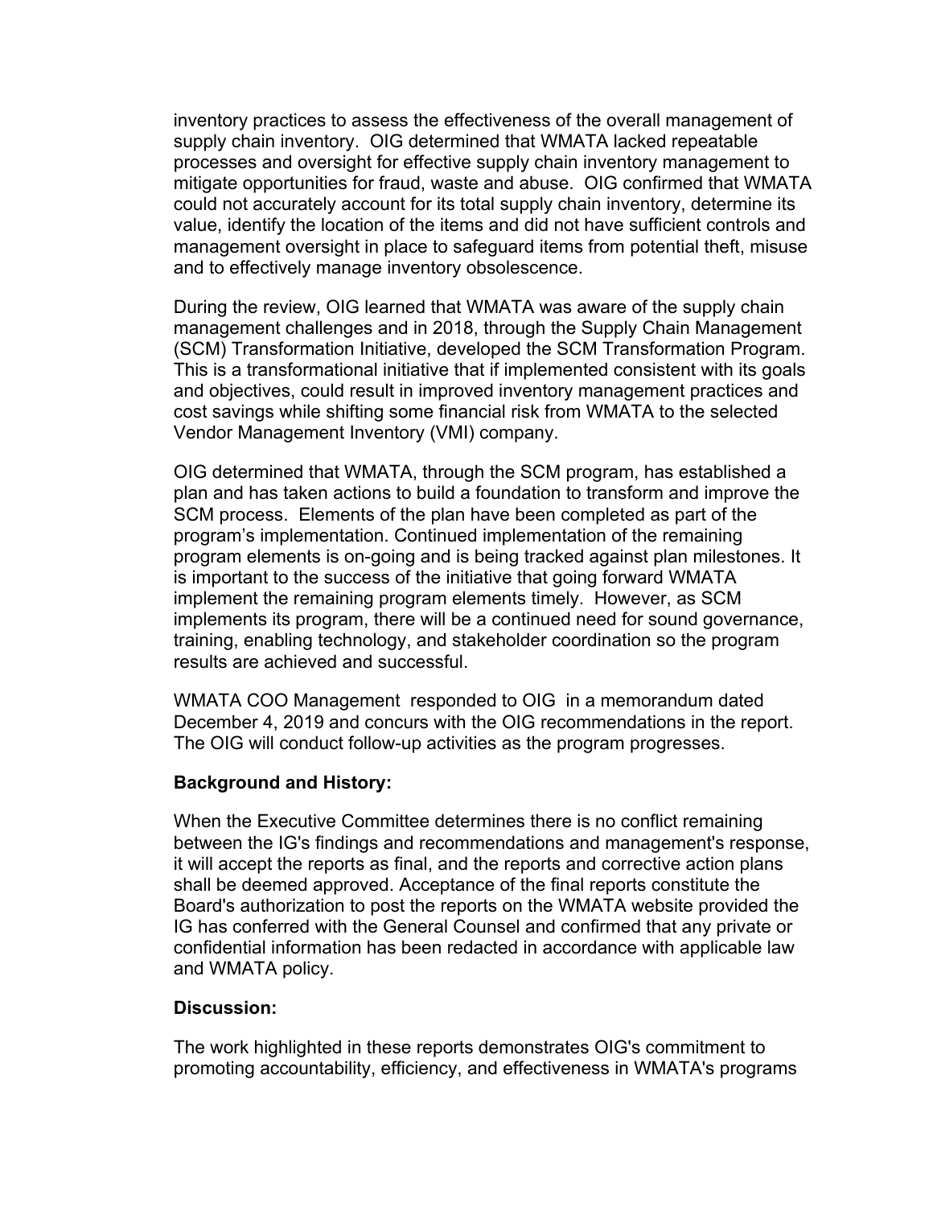inventory practices to assess the effectiveness of the overall management of supply chain inventory. OIG determined that WMATA lacked repeatable processes and oversight for effective supply chain inventory management to mitigate opportunities for fraud, waste and abuse. OIG confirmed that WMATA could not accurately account for its total supply chain inventory, determine its value, identify the location of the items and did not have sufficient controls and management oversight in place to safeguard items from potential theft, misuse and to effectively manage inventory obsolescence.

During the review, OIG learned that WMATA was aware of the supply chain management challenges and in 2018, through the Supply Chain Management (SCM) Transformation Initiative, developed the SCM Transformation Program. This is a transformational initiative that if implemented consistent with its goals and objectives, could result in improved inventory management practices and cost savings while shifting some financial risk from WMATA to the selected Vendor Management Inventory (VMI) company.

OIG determined that WMATA, through the SCM program, has established a plan and has taken actions to build a foundation to transform and improve the SCM process. Elements of the plan have been completed as part of the program's implementation. Continued implementation of the remaining program elements is on-going and is being tracked against plan milestones. It is important to the success of the initiative that going forward WMATA implement the remaining program elements timely. However, as SCM implements its program, there will be a continued need for sound governance, training, enabling technology, and stakeholder coordination so the program results are achieved and successful.

WMATA COO Management responded to OIG in a memorandum dated December 4, 2019 and concurs with the OIG recommendations in the report. The OIG will conduct follow-up activities as the program progresses.

**Background and History:**

When the Executive Committee determines there is no conflict remaining between the IG's findings and recommendations and management's response, it will accept the reports as final, and the reports and corrective action plans shall be deemed approved. Acceptance of the final reports constitute the Board's authorization to post the reports on the WMATA website provided the IG has conferred with the General Counsel and confirmed that any private or confidential information has been redacted in accordance with applicable law and WMATA policy.

**Discussion:**

The work highlighted in these reports demonstrates OIG's commitment to promoting accountability, efficiency, and effectiveness in WMATA's programs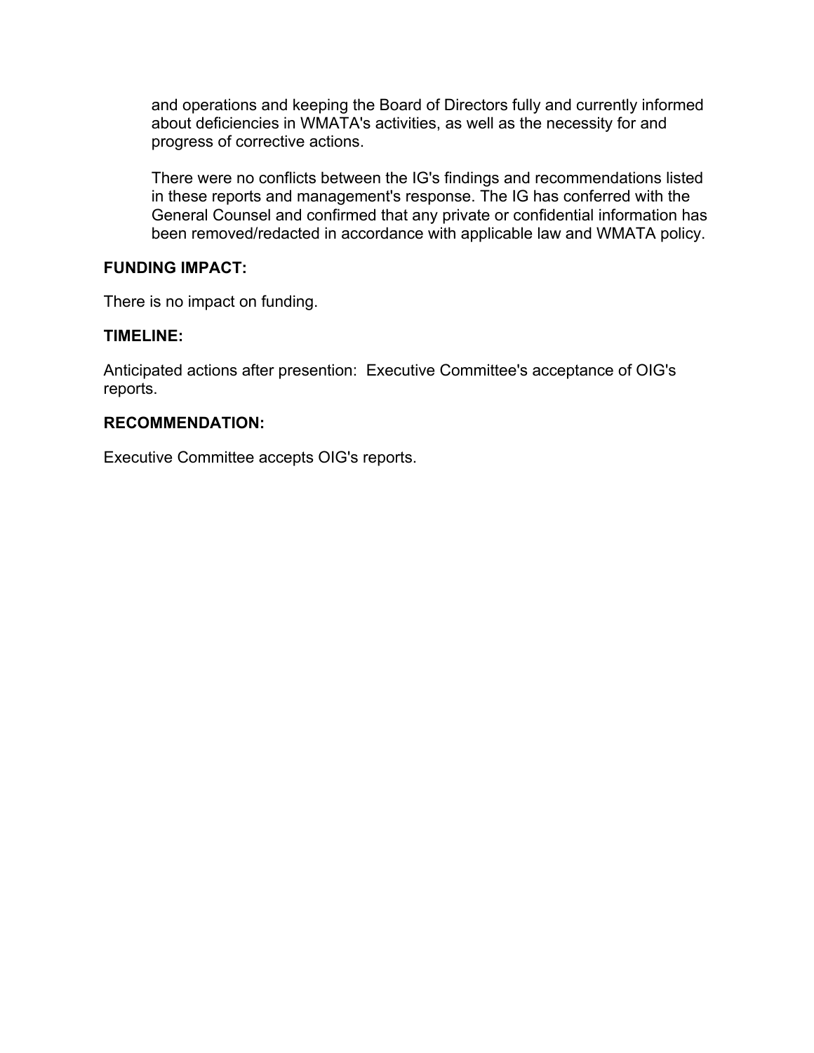and operations and keeping the Board of Directors fully and currently informed about deficiencies in WMATA's activities, as well as the necessity for and progress of corrective actions.

There were no conflicts between the IG's findings and recommendations listed in these reports and management's response. The IG has conferred with the General Counsel and confirmed that any private or confidential information has been removed/redacted in accordance with applicable law and WMATA policy.

**FUNDING IMPACT:**

There is no impact on funding.

**TIMELINE:**

Anticipated actions after presention: Executive Committee's acceptance of OIG's reports.

**RECOMMENDATION:**

Executive Committee accepts OIG's reports.